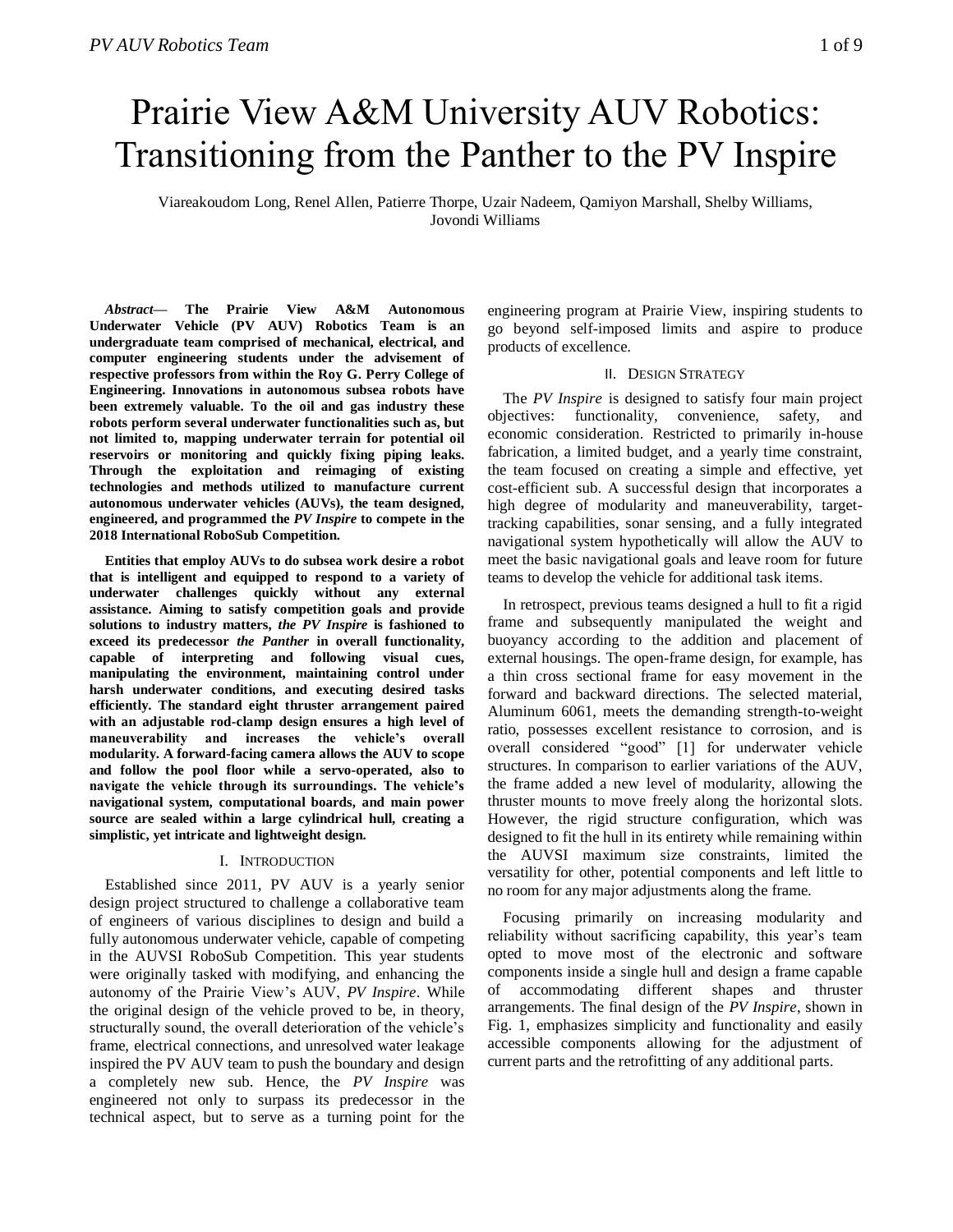# Prairie View A&M University AUV Robotics: Transitioning from the Panther to the PV Inspire

Viareakoudom Long, Renel Allen, Patierre Thorpe, Uzair Nadeem, Qamiyon Marshall, Shelby Williams, Jovondi Williams

***Abstract*— The Prairie View A&M Autonomous Underwater Vehicle (PV AUV) Robotics Team is an undergraduate team comprised of mechanical, electrical, and computer engineering students under the advisement of respective professors from within the Roy G. Perry College of Engineering. Innovations in autonomous subsea robots have been extremely valuable. To the oil and gas industry these robots perform several underwater functionalities such as, but not limited to, mapping underwater terrain for potential oil reservoirs or monitoring and quickly fixing piping leaks. Through the exploitation and reimaging of existing technologies and methods utilized to manufacture current autonomous underwater vehicles (AUVs), the team designed, engineered, and programmed the *PV Inspire* to compete in the 2018 International RoboSub Competition.**

**Entities that employ AUVs to do subsea work desire a robot that is intelligent and equipped to respond to a variety of underwater challenges quickly without any external assistance. Aiming to satisfy competition goals and provide solutions to industry matters, *the PV Inspire* is fashioned to exceed its predecessor *the Panther* in overall functionality, capable of interpreting and following visual cues, manipulating the environment, maintaining control under harsh underwater conditions, and executing desired tasks efficiently. The standard eight thruster arrangement paired with an adjustable rod-clamp design ensures a high level of maneuverability and increases the vehicle's overall modularity. A forward-facing camera allows the AUV to scope and follow the pool floor while a servo-operated, also to navigate the vehicle through its surroundings. The vehicle's navigational system, computational boards, and main power source are sealed within a large cylindrical hull, creating a simplistic, yet intricate and lightweight design.**

## I. Introduction

Established since 2011, PV AUV is a yearly senior design project structured to challenge a collaborative team of engineers of various disciplines to design and build a fully autonomous underwater vehicle, capable of competing in the AUVSI RoboSub Competition. This year students were originally tasked with modifying, and enhancing the autonomy of the Prairie View's AUV, *PV Inspire*. While the original design of the vehicle proved to be, in theory, structurally sound, the overall deterioration of the vehicle's frame, electrical connections, and unresolved water leakage inspired the PV AUV team to push the boundary and design a completely new sub. Hence, the *PV Inspire* was engineered not only to surpass its predecessor in the technical aspect, but to serve as a turning point for the engineering program at Prairie View, inspiring students to go beyond self-imposed limits and aspire to produce products of excellence.

## II. Design Strategy

The *PV Inspire* is designed to satisfy four main project objectives: functionality, convenience, safety, and economic consideration. Restricted to primarily in-house fabrication, a limited budget, and a yearly time constraint, the team focused on creating a simple and effective, yet cost-efficient sub. A successful design that incorporates a high degree of modularity and maneuverability, target-tracking capabilities, sonar sensing, and a fully integrated navigational system hypothetically will allow the AUV to meet the basic navigational goals and leave room for future teams to develop the vehicle for additional task items.

In retrospect, previous teams designed a hull to fit a rigid frame and subsequently manipulated the weight and buoyancy according to the addition and placement of external housings. The open-frame design, for example, has a thin cross sectional frame for easy movement in the forward and backward directions. The selected material, Aluminum 6061, meets the demanding strength-to-weight ratio, possesses excellent resistance to corrosion, and is overall considered "good" [1] for underwater vehicle structures. In comparison to earlier variations of the AUV, the frame added a new level of modularity, allowing the thruster mounts to move freely along the horizontal slots. However, the rigid structure configuration, which was designed to fit the hull in its entirety while remaining within the AUVSI maximum size constraints, limited the versatility for other, potential components and left little to no room for any major adjustments along the frame.

Focusing primarily on increasing modularity and reliability without sacrificing capability, this year's team opted to move most of the electronic and software components inside a single hull and design a frame capable of accommodating different shapes and thruster arrangements. The final design of the *PV Inspire*, shown in Fig. 1, emphasizes simplicity and functionality and easily accessible components allowing for the adjustment of current parts and the retrofitting of any additional parts.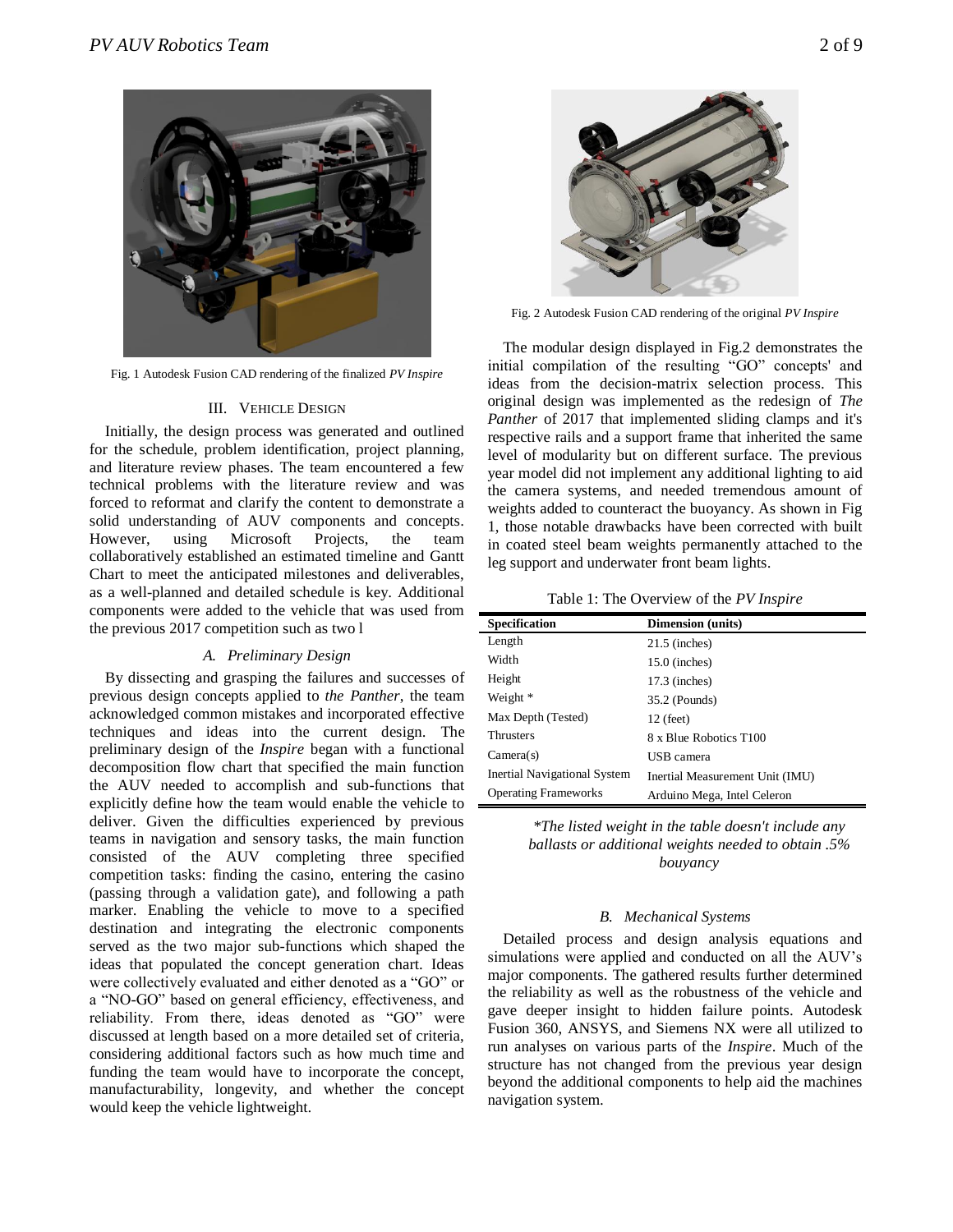Fig. 1 Autodesk Fusion CAD rendering of the finalized *PV Inspire*

## III. Vehicle Design

Initially, the design process was generated and outlined for the schedule, problem identification, project planning, and literature review phases. The team encountered a few technical problems with the literature review and was forced to reformat and clarify the content to demonstrate a solid understanding of AUV components and concepts. However, using Microsoft Projects, the team collaboratively established an estimated timeline and Gantt Chart to meet the anticipated milestones and deliverables, as a well-planned and detailed schedule is key. Additional components were added to the vehicle that was used from the previous 2017 competition such as two l

### A. Preliminary Design

By dissecting and grasping the failures and successes of previous design concepts applied to *the Panther*, the team acknowledged common mistakes and incorporated effective techniques and ideas into the current design. The preliminary design of the *Inspire* began with a functional decomposition flow chart that specified the main function the AUV needed to accomplish and sub-functions that explicitly define how the team would enable the vehicle to deliver. Given the difficulties experienced by previous teams in navigation and sensory tasks, the main function consisted of the AUV completing three specified competition tasks: finding the casino, entering the casino (passing through a validation gate), and following a path marker. Enabling the vehicle to move to a specified destination and integrating the electronic components served as the two major sub-functions which shaped the ideas that populated the concept generation chart. Ideas were collectively evaluated and either denoted as a "GO" or a "NO-GO" based on general efficiency, effectiveness, and reliability. From there, ideas denoted as "GO" were discussed at length based on a more detailed set of criteria, considering additional factors such as how much time and funding the team would have to incorporate the concept, manufacturability, longevity, and whether the concept would keep the vehicle lightweight.

Fig. 2 Autodesk Fusion CAD rendering of the original *PV Inspire*

The modular design displayed in Fig.2 demonstrates the initial compilation of the resulting "GO" concepts' and ideas from the decision-matrix selection process. This original design was implemented as the redesign of *The Panther* of 2017 that implemented sliding clamps and it's respective rails and a support frame that inherited the same level of modularity but on different surface. The previous year model did not implement any additional lighting to aid the camera systems, and needed tremendous amount of weights added to counteract the buoyancy. As shown in Fig 1, those notable drawbacks have been corrected with built in coated steel beam weights permanently attached to the leg support and underwater front beam lights.

Table 1: The Overview of the *PV Inspire*

| Specification | Dimension (units) |
|---|---|
| Length | 21.5 (inches) |
| Width | 15.0 (inches) |
| Height | 17.3 (inches) |
| Weight * | 35.2 (Pounds) |
| Max Depth (Tested) | 12 (feet) |
| Thrusters | 8 x Blue Robotics T100 |
| Camera(s) | USB camera |
| Inertial Navigational System | Inertial Measurement Unit (IMU) |
| Operating Frameworks | Arduino Mega, Intel Celeron |

*\*The listed weight in the table doesn't include any ballasts or additional weights needed to obtain .5% bouyancy*

### B. Mechanical Systems

Detailed process and design analysis equations and simulations were applied and conducted on all the AUV's major components. The gathered results further determined the reliability as well as the robustness of the vehicle and gave deeper insight to hidden failure points. Autodesk Fusion 360, ANSYS, and Siemens NX were all utilized to run analyses on various parts of the *Inspire*. Much of the structure has not changed from the previous year design beyond the additional components to help aid the machines navigation system.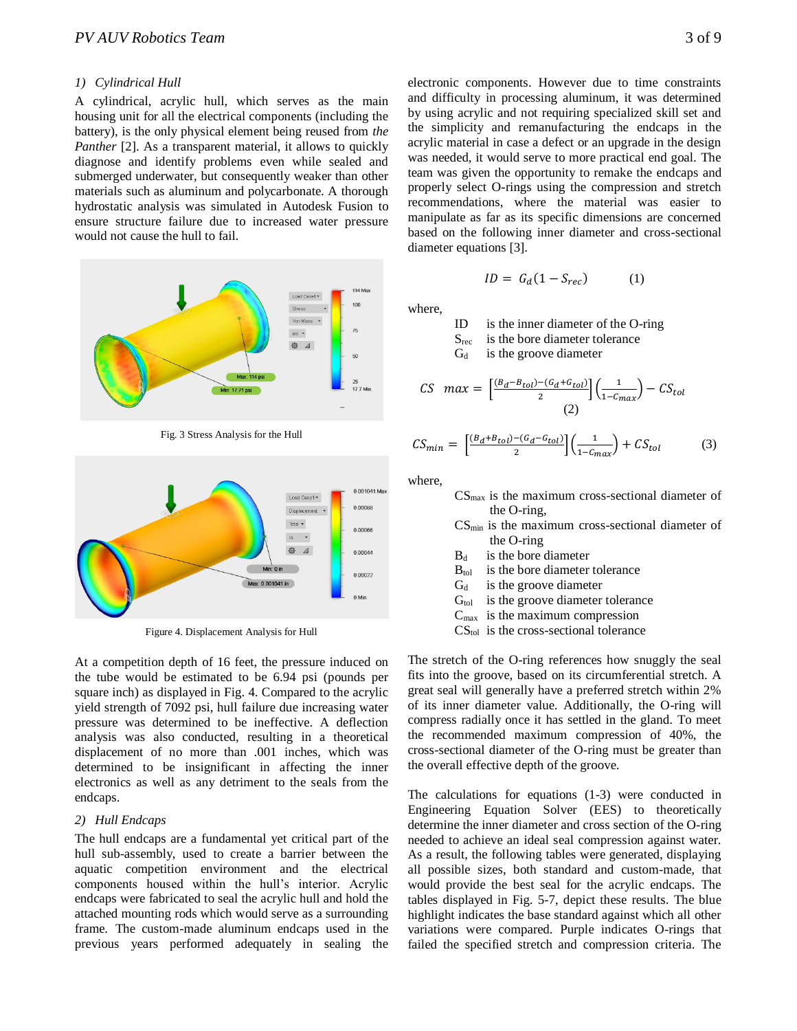### 1) *Cylindrical Hull*

A cylindrical, acrylic hull, which serves as the main housing unit for all the electrical components (including the battery), is the only physical element being reused from *the Panther* [2]. As a transparent material, it allows to quickly diagnose and identify problems even while sealed and submerged underwater, but consequently weaker than other materials such as aluminum and polycarbonate. A thorough hydrostatic analysis was simulated in Autodesk Fusion to ensure structure failure due to increased water pressure would not cause the hull to fail.

Fig. 3 Stress Analysis for the Hull

Figure 4. Displacement Analysis for Hull

At a competition depth of 16 feet, the pressure induced on the tube would be estimated to be 6.94 psi (pounds per square inch) as displayed in Fig. 4. Compared to the acrylic yield strength of 7092 psi, hull failure due increasing water pressure was determined to be ineffective. A deflection analysis was also conducted, resulting in a theoretical displacement of no more than .001 inches, which was determined to be insignificant in affecting the inner electronics as well as any detriment to the seals from the endcaps.

### 2) *Hull Endcaps*

The hull endcaps are a fundamental yet critical part of the hull sub-assembly, used to create a barrier between the aquatic competition environment and the electrical components housed within the hull's interior. Acrylic endcaps were fabricated to seal the acrylic hull and hold the attached mounting rods which would serve as a surrounding frame. The custom-made aluminum endcaps used in the previous years performed adequately in sealing the electronic components. However due to time constraints and difficulty in processing aluminum, it was determined by using acrylic and not requiring specialized skill set and the simplicity and remanufacturing the endcaps in the acrylic material in case a defect or an upgrade in the design was needed, it would serve to more practical end goal. The team was given the opportunity to remake the endcaps and properly select O-rings using the compression and stretch recommendations, where the material was easier to manipulate as far as its specific dimensions are concerned based on the following inner diameter and cross-sectional diameter equations [3].

$$ID = G_d(1 - S_{rec}) \qquad (1)$$

where,

- ID is the inner diameter of the O-ring
- $S_{rec}$ is the bore diameter tolerance
- $G_d$ is the groove diameter

$$CS\ \ max = \left[\frac{(B_d - B_{tol}) - (G_d + G_{tol})}{2}\right]\left(\frac{1}{1 - C_{max}}\right) - CS_{tol} \qquad (2)$$

$$CS_{min} = \left[\frac{(B_d + B_{tol}) - (G_d - G_{tol})}{2}\right]\left(\frac{1}{1 - C_{max}}\right) + CS_{tol} \qquad (3)$$

where,

- $CS_{max}$ is the maximum cross-sectional diameter of the O-ring,
- $CS_{min}$ is the maximum cross-sectional diameter of the O-ring
- $B_d$ is the bore diameter
- $B_{tol}$ is the bore diameter tolerance
- $G_d$ is the groove diameter
- $G_{tol}$ is the groove diameter tolerance
- $C_{max}$ is the maximum compression
- $CS_{tol}$ is the cross-sectional tolerance

The stretch of the O-ring references how snuggly the seal fits into the groove, based on its circumferential stretch. A great seal will generally have a preferred stretch within 2% of its inner diameter value. Additionally, the O-ring will compress radially once it has settled in the gland. To meet the recommended maximum compression of 40%, the cross-sectional diameter of the O-ring must be greater than the overall effective depth of the groove.

The calculations for equations (1-3) were conducted in Engineering Equation Solver (EES) to theoretically determine the inner diameter and cross section of the O-ring needed to achieve an ideal seal compression against water. As a result, the following tables were generated, displaying all possible sizes, both standard and custom-made, that would provide the best seal for the acrylic endcaps. The tables displayed in Fig. 5-7, depict these results. The blue highlight indicates the base standard against which all other variations were compared. Purple indicates O-rings that failed the specified stretch and compression criteria. The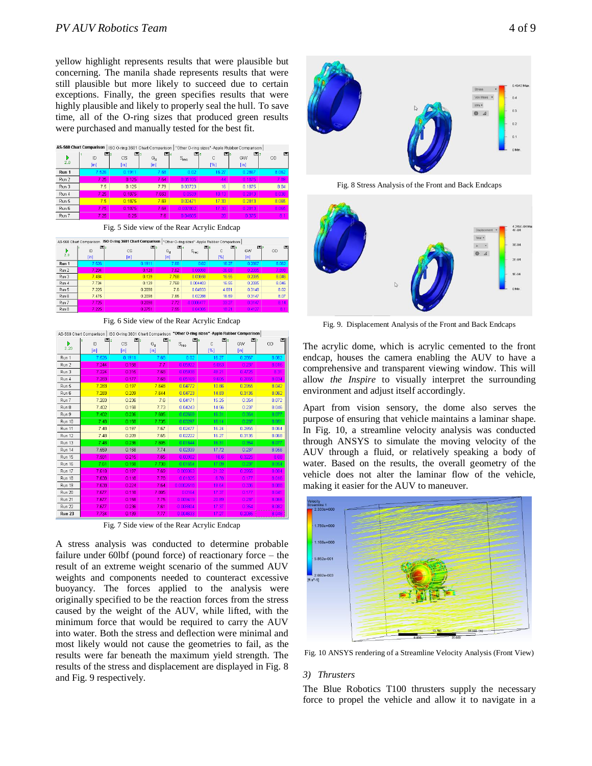yellow highlight represents results that were plausible but concerning. The manila shade represents results that were still plausible but more likely to succeed due to certain exceptions. Finally, the green specifies results that were highly plausible and likely to properly seal the hull. To save time, all of the O-ring sizes that produced green results were purchased and manually tested for the best fit.

AS-568 Chart Comparison | ISO O-ring 3601 Chart Comparison | "Other O-ring sizes" -Apple Rubber Comparison

| | ID [in] | CS [in] | $G_d$ [in] | $S_{rec}$ | C [%] | GW [in] | OD |
|---|---|---|---|---|---|---|---|
| Run 1 | 7.626 | 0.1911 | 7.68 | 0.02 | 16.27 | 0.2867 | 8.062 |
| Run 2 | 7.25 | 0.125 | 7.64 | 0.05195 | -44 | 0.1875 | 7.96 |
| Run 3 | 7.5 | 0.125 | 7.79 | 0.03723 | 16 | 0.1875 | 8.04 |
| Run 4 | 7.25 | 0.1875 | 7.659 | 0.0539 | 10.13 | 0.2813 | 8.030 |
| Run 5 | 7.5 | 0.1875 | 7.69 | 0.02471 | 17.33 | 0.2813 | 8.085 |
| Run 6 | 7.75 | 0.1875 | 7.69 | -0.00780 | 17.33 | 0.2813 | 8.055 |
| Run 7 | 7.25 | 0.25 | 7.6 | 0.04605 | 20 | 0.375 | 8.1 |

Fig. 5 Side view of the Rear Acrylic Endcap

AS-568 Chart Comparison | ISO O-ring 3601 Chart Comparison | "Other O-ring sizes" -Apple Rubber Comparison

| | ID [in] | CS [in] | $G_d$ [in] | $S_{rec}$ | C [%] | GW [in] | OD |
|---|---|---|---|---|---|---|---|
| Run 1 | 7.626 | 0.1911 | 7.68 | 0.02 | 16.27 | 0.2867 | 8.062 |
| Run 2 | 7.234 | 0.139 | 7.62 | 0.05068 | 38.83 | 0.2085 | 7.896 |
| Run 3 | 7.484 | 0.139 | 7.768 | 0.03658 | 16.55 | 0.2085 | 8.046 |
| Run 4 | 7.734 | 0.139 | 7.768 | 0.004403 | 16.55 | 0.2085 | 8.046 |
| Run 5 | 7.225 | 0.2098 | 7.6 | 0.04933 | 4.691 | 0.3148 | 8.02 |
| Run 6 | 7.475 | 0.2098 | 7.65 | 0.02288 | 16.69 | 0.3147 | 8.07 |
| Run 7 | 7.725 | 0.2098 | 7.72 | -0.00647 | 33.27 | 0.3147 | 8.14 |
| Run 8 | 7.225 | 0.2751 | 7.65 | 0.04305 | 15.21 | 0.4127 | 8.1 |

Fig. 6 Side view of the Rear Acrylic Endcap

AS-568 Chart Comparison | ISO O-ring 3601 Chart Comparison | "Other O-ring sizes" -Apple Rubber Comparison

| | ID [in] | CS [in] | $G_d$ [in] | $S_{rec}$ | C [%] | GW [in] | OD |
|---|---|---|---|---|---|---|---|
| Run 1 | 7.626 | 0.1911 | 7.68 | 0.02 | 16.27 | 0.2867 | 8.062 |
| Run 2 | 7.244 | 0.158 | 7.7 | 0.05903 | 0.063 | 0.236 | 8.016 |
| Run 3 | 7.224 | 0.316 | 7.63 | 0.05620 | 49.21 | 0.4725 | 8.21 |
| Run 4 | 7.283 | 0.177 | 7.63 | 0.05059 | 9.605 | 0.2655 | 8.024 |
| Run 5 | 7.283 | 0.197 | 7.645 | 0.04772 | 10.66 | 0.2955 | 8.042 |
| Run 6 | 7.283 | 0.209 | 7.644 | 0.04723 | 14.83 | 0.3135 | 8.062 |
| Run 7 | 7.283 | 0.236 | 7.6 | 0.04171 | 15.25 | 0.354 | 8.072 |
| Run 8 | 7.402 | 0.158 | 7.73 | 0.04243 | 14.56 | 0.237 | 8.046 |
| Run 9 | 7.402 | 0.236 | 7.605 | 0.02569 | 16.31 | 0.354 | 8.077 |
| Run 10 | 7.48 | 0.158 | 7.735 | 0.03297 | 16.14 | 0.237 | 8.051 |
| Run 11 | 7.48 | 0.197 | 7.67 | 0.02477 | 16.24 | 0.2955 | 8.064 |
| Run 12 | 7.48 | 0.209 | 7.65 | 0.02222 | 16.27 | 0.3135 | 8.068 |
| Run 13 | 7.48 | 0.236 | 7.605 | 0.01644 | 16.31 | 0.354 | 8.077 |
| Run 14 | 7.659 | 0.158 | 7.74 | 0.02839 | 17.72 | 0.237 | 8.056 |
| Run 15 | 7.691 | 0.216 | 7.65 | -0.00532 | 18.6 | 0.3225 | 8.08 |
| Run 16 | 7.61 | 0.158 | 7.738 | 0.01664 | 17.09 | 0.237 | 8.054 |
| Run 17 | 7.618 | 0.197 | 7.69 | 0.00945 | 21.32 | 0.2955 | 8.084 |
| Run 18 | 7.638 | 0.118 | 7.78 | 0.01825 | 0.76 | 0.177 | 8.016 |
| Run 19 | 7.638 | 0.224 | 7.64 | 0.002618 | 19.64 | 0.336 | 8.088 |
| Run 20 | 7.677 | 0.118 | 7.805 | 0.0164 | 17.37 | 0.177 | 8.041 |
| Run 21 | 7.677 | 0.158 | 7.75 | 0.009418 | 20.89 | 0.237 | 8.066 |
| Run 22 | 7.677 | 0.236 | 7.61 | -0.00824 | 17.27 | 0.354 | 8.082 |
| Run 23 | 7.734 | 0.139 | 7.77 | 0.004633 | 17.27 | 0.2085 | 8.048 |

Fig. 7 Side view of the Rear Acrylic Endcap

A stress analysis was conducted to determine probable failure under 60lbf (pound force) of reactionary force – the result of an extreme weight scenario of the summed AUV weights and components needed to counteract excessive buoyancy. The forces applied to the analysis were originally specified to be the reaction forces from the stress caused by the weight of the AUV, while lifted, with the minimum force that would be required to carry the AUV into water. Both the stress and deflection were minimal and most likely would not cause the geometries to fail, as the results were far beneath the maximum yield strength. The results of the stress and displacement are displayed in Fig. 8 and Fig. 9 respectively.

Fig. 8 Stress Analysis of the Front and Back Endcaps

Fig. 9. Displacement Analysis of the Front and Back Endcaps

The acrylic dome, which is acrylic cemented to the front endcap, houses the camera enabling the AUV to have a comprehensive and transparent viewing window. This will allow *the Inspire* to visually interpret the surrounding environment and adjust itself accordingly.

Apart from vision sensory, the dome also serves the purpose of ensuring that vehicle maintains a laminar shape. In Fig. 10, a streamline velocity analysis was conducted through ANSYS to simulate the moving velocity of the AUV through a fluid, or relatively speaking a body of water. Based on the results, the overall geometry of the vehicle does not alter the laminar flow of the vehicle, making it easier for the AUV to maneuver.

Fig. 10 ANSYS rendering of a Streamline Velocity Analysis (Front View)

### *3) Thrusters*

The Blue Robotics T100 thrusters supply the necessary force to propel the vehicle and allow it to navigate in a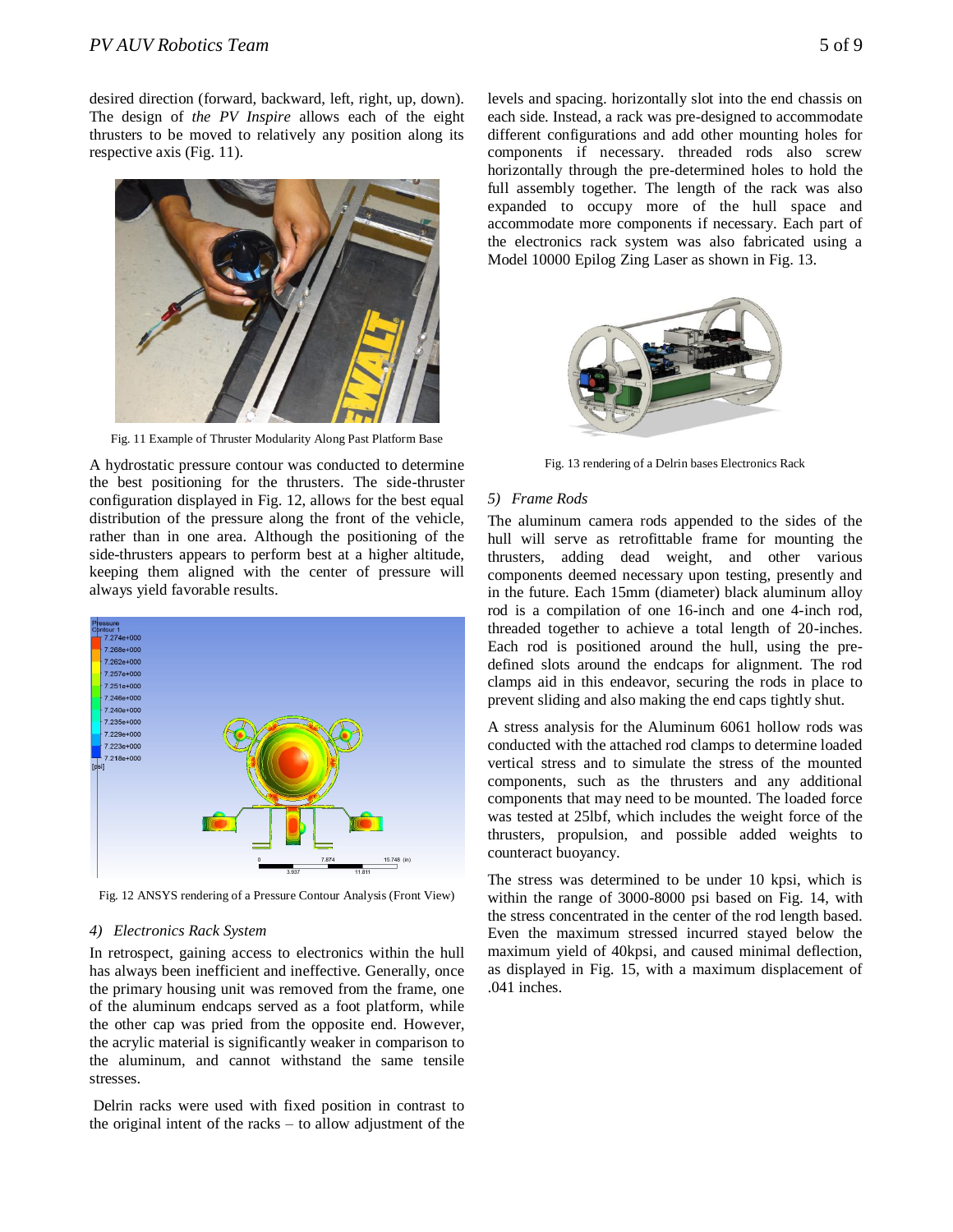desired direction (forward, backward, left, right, up, down). The design of *the PV Inspire* allows each of the eight thrusters to be moved to relatively any position along its respective axis (Fig. 11).

Fig. 11 Example of Thruster Modularity Along Past Platform Base

A hydrostatic pressure contour was conducted to determine the best positioning for the thrusters. The side-thruster configuration displayed in Fig. 12, allows for the best equal distribution of the pressure along the front of the vehicle, rather than in one area. Although the positioning of the side-thrusters appears to perform best at a higher altitude, keeping them aligned with the center of pressure will always yield favorable results.

Fig. 12 ANSYS rendering of a Pressure Contour Analysis (Front View)

#### *4) Electronics Rack System*

In retrospect, gaining access to electronics within the hull has always been inefficient and ineffective. Generally, once the primary housing unit was removed from the frame, one of the aluminum endcaps served as a foot platform, while the other cap was pried from the opposite end. However, the acrylic material is significantly weaker in comparison to the aluminum, and cannot withstand the same tensile stresses.

Delrin racks were used with fixed position in contrast to the original intent of the racks – to allow adjustment of the levels and spacing. horizontally slot into the end chassis on each side. Instead, a rack was pre-designed to accommodate different configurations and add other mounting holes for components if necessary. threaded rods also screw horizontally through the pre-determined holes to hold the full assembly together. The length of the rack was also expanded to occupy more of the hull space and accommodate more components if necessary. Each part of the electronics rack system was also fabricated using a Model 10000 Epilog Zing Laser as shown in Fig. 13.

Fig. 13 rendering of a Delrin bases Electronics Rack

#### *5) Frame Rods*

The aluminum camera rods appended to the sides of the hull will serve as retrofittable frame for mounting the thrusters, adding dead weight, and other various components deemed necessary upon testing, presently and in the future. Each 15mm (diameter) black aluminum alloy rod is a compilation of one 16-inch and one 4-inch rod, threaded together to achieve a total length of 20-inches. Each rod is positioned around the hull, using the pre-defined slots around the endcaps for alignment. The rod clamps aid in this endeavor, securing the rods in place to prevent sliding and also making the end caps tightly shut.

A stress analysis for the Aluminum 6061 hollow rods was conducted with the attached rod clamps to determine loaded vertical stress and to simulate the stress of the mounted components, such as the thrusters and any additional components that may need to be mounted. The loaded force was tested at 25lbf, which includes the weight force of the thrusters, propulsion, and possible added weights to counteract buoyancy.

The stress was determined to be under 10 kpsi, which is within the range of 3000-8000 psi based on Fig. 14, with the stress concentrated in the center of the rod length based. Even the maximum stressed incurred stayed below the maximum yield of 40kpsi, and caused minimal deflection, as displayed in Fig. 15, with a maximum displacement of .041 inches.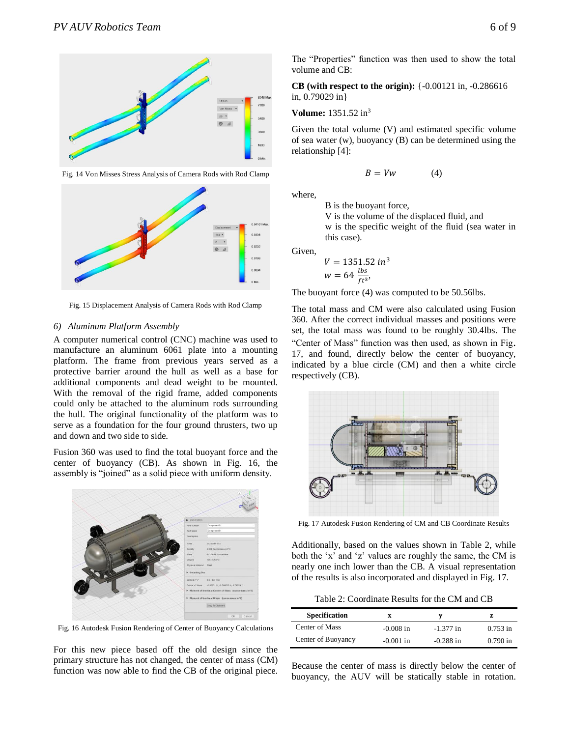Fig. 14 Von Misses Stress Analysis of Camera Rods with Rod Clamp

Fig. 15 Displacement Analysis of Camera Rods with Rod Clamp

### *6) Aluminum Platform Assembly*

A computer numerical control (CNC) machine was used to manufacture an aluminum 6061 plate into a mounting platform. The frame from previous years served as a protective barrier around the hull as well as a base for additional components and dead weight to be mounted. With the removal of the rigid frame, added components could only be attached to the aluminum rods surrounding the hull. The original functionality of the platform was to serve as a foundation for the four ground thrusters, two up and down and two side to side.

Fusion 360 was used to find the total buoyant force and the center of buoyancy (CB). As shown in Fig. 16, the assembly is "joined" as a solid piece with uniform density.

Fig. 16 Autodesk Fusion Rendering of Center of Buoyancy Calculations

For this new piece based off the old design since the primary structure has not changed, the center of mass (CM) function was now able to find the CB of the original piece.

The "Properties" function was then used to show the total volume and CB:

**CB (with respect to the origin):** {-0.00121 in, -0.286616 in, 0.79029 in}

**Volume:** 1351.52 in$^3$

Given the total volume (V) and estimated specific volume of sea water (w), buoyancy (B) can be determined using the relationship [4]:

$$B = Vw \qquad (4)$$

where,

B is the buoyant force,
V is the volume of the displaced fluid, and
w is the specific weight of the fluid (sea water in this case).

Given,

$$V = 1351.52\ in^3$$
$$w = 64\ \frac{lbs}{ft^3},$$

The buoyant force (4) was computed to be 50.56lbs.

The total mass and CM were also calculated using Fusion 360. After the correct individual masses and positions were set, the total mass was found to be roughly 30.4lbs. The "Center of Mass" function was then used, as shown in Fig. 17, and found, directly below the center of buoyancy, indicated by a blue circle (CM) and then a white circle respectively (CB).

Fig. 17 Autodesk Fusion Rendering of CM and CB Coordinate Results

Additionally, based on the values shown in Table 2, while both the 'x' and 'z' values are roughly the same, the CM is nearly one inch lower than the CB. A visual representation of the results is also incorporated and displayed in Fig. 17.

Table 2: Coordinate Results for the CM and CB

| Specification | x | y | z |
|---|---|---|---|
| Center of Mass | -0.008 in | -1.377 in | 0.753 in |
| Center of Buoyancy | -0.001 in | -0.288 in | 0.790 in |

Because the center of mass is directly below the center of buoyancy, the AUV will be statically stable in rotation.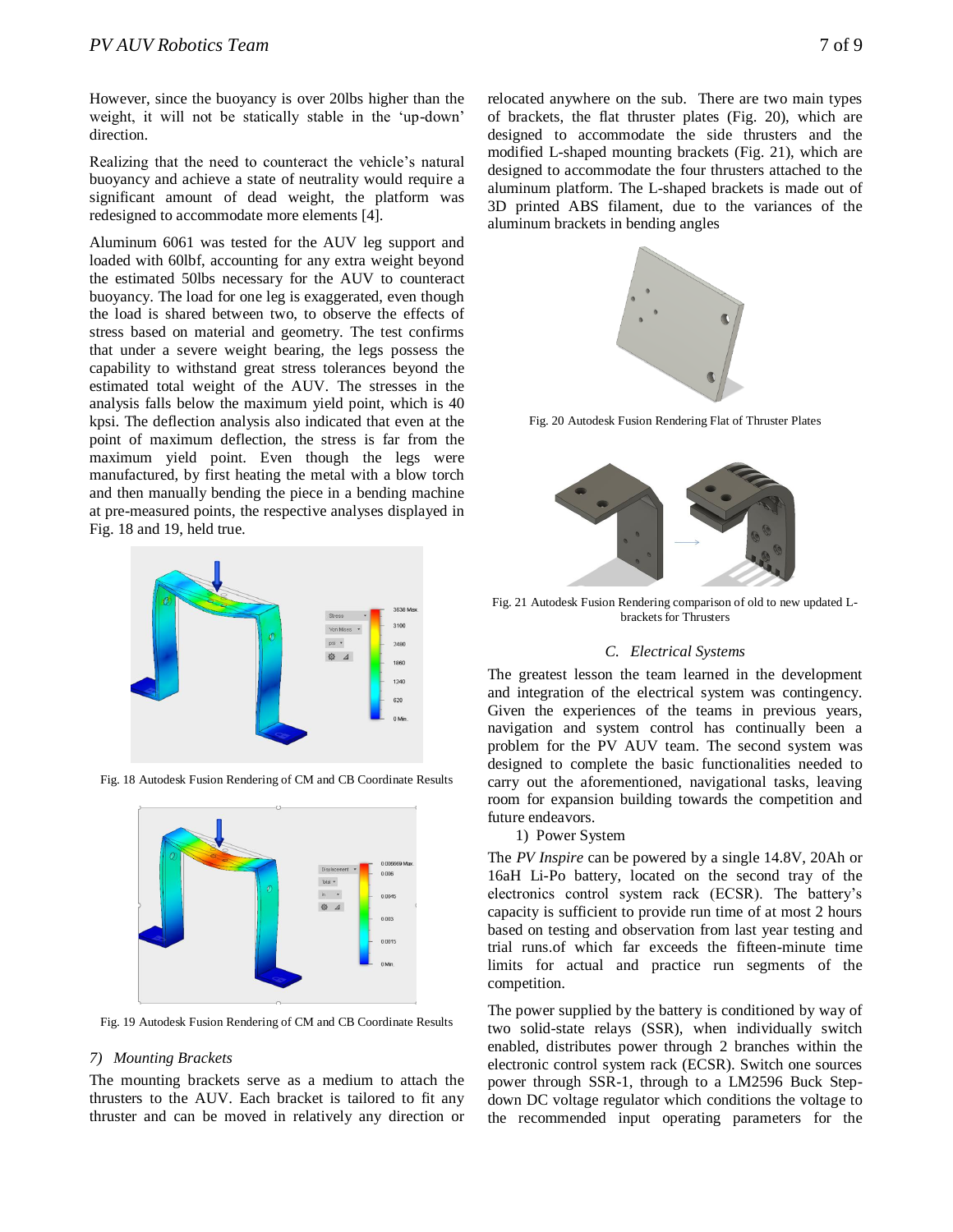However, since the buoyancy is over 20lbs higher than the weight, it will not be statically stable in the 'up-down' direction.

Realizing that the need to counteract the vehicle's natural buoyancy and achieve a state of neutrality would require a significant amount of dead weight, the platform was redesigned to accommodate more elements [4].

Aluminum 6061 was tested for the AUV leg support and loaded with 60lbf, accounting for any extra weight beyond the estimated 50lbs necessary for the AUV to counteract buoyancy. The load for one leg is exaggerated, even though the load is shared between two, to observe the effects of stress based on material and geometry. The test confirms that under a severe weight bearing, the legs possess the capability to withstand great stress tolerances beyond the estimated total weight of the AUV. The stresses in the analysis falls below the maximum yield point, which is 40 kpsi. The deflection analysis also indicated that even at the point of maximum deflection, the stress is far from the maximum yield point. Even though the legs were manufactured, by first heating the metal with a blow torch and then manually bending the piece in a bending machine at pre-measured points, the respective analyses displayed in Fig. 18 and 19, held true.

Fig. 18 Autodesk Fusion Rendering of CM and CB Coordinate Results

Fig. 19 Autodesk Fusion Rendering of CM and CB Coordinate Results

### 7) *Mounting Brackets*

The mounting brackets serve as a medium to attach the thrusters to the AUV. Each bracket is tailored to fit any thruster and can be moved in relatively any direction or relocated anywhere on the sub. There are two main types of brackets, the flat thruster plates (Fig. 20), which are designed to accommodate the side thrusters and the modified L-shaped mounting brackets (Fig. 21), which are designed to accommodate the four thrusters attached to the aluminum platform. The L-shaped brackets is made out of 3D printed ABS filament, due to the variances of the aluminum brackets in bending angles

Fig. 20 Autodesk Fusion Rendering Flat of Thruster Plates

Fig. 21 Autodesk Fusion Rendering comparison of old to new updated L-brackets for Thrusters

## C. *Electrical Systems*

The greatest lesson the team learned in the development and integration of the electrical system was contingency. Given the experiences of the teams in previous years, navigation and system control has continually been a problem for the PV AUV team. The second system was designed to complete the basic functionalities needed to carry out the aforementioned, navigational tasks, leaving room for expansion building towards the competition and future endeavors.

### 1) Power System

The *PV Inspire* can be powered by a single 14.8V, 20Ah or 16aH Li-Po battery, located on the second tray of the electronics control system rack (ECSR). The battery's capacity is sufficient to provide run time of at most 2 hours based on testing and observation from last year testing and trial runs.of which far exceeds the fifteen-minute time limits for actual and practice run segments of the competition.

The power supplied by the battery is conditioned by way of two solid-state relays (SSR), when individually switch enabled, distributes power through 2 branches within the electronic control system rack (ECSR). Switch one sources power through SSR-1, through to a LM2596 Buck Step-down DC voltage regulator which conditions the voltage to the recommended input operating parameters for the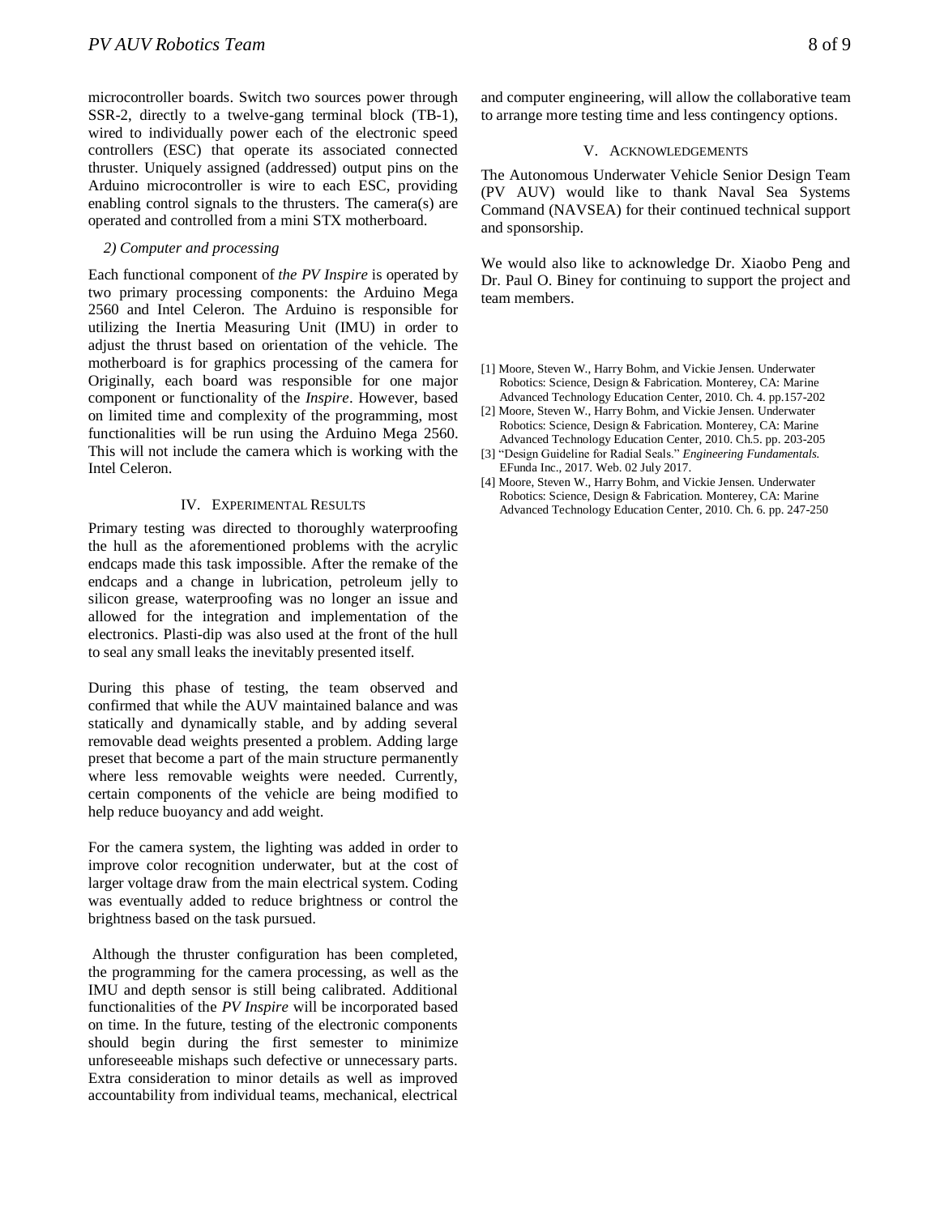microcontroller boards. Switch two sources power through SSR-2, directly to a twelve-gang terminal block (TB-1), wired to individually power each of the electronic speed controllers (ESC) that operate its associated connected thruster. Uniquely assigned (addressed) output pins on the Arduino microcontroller is wire to each ESC, providing enabling control signals to the thrusters. The camera(s) are operated and controlled from a mini STX motherboard.

### *2) Computer and processing*

Each functional component of *the PV Inspire* is operated by two primary processing components: the Arduino Mega 2560 and Intel Celeron. The Arduino is responsible for utilizing the Inertia Measuring Unit (IMU) in order to adjust the thrust based on orientation of the vehicle. The motherboard is for graphics processing of the camera for Originally, each board was responsible for one major component or functionality of the *Inspire*. However, based on limited time and complexity of the programming, most functionalities will be run using the Arduino Mega 2560. This will not include the camera which is working with the Intel Celeron.

## IV. Experimental Results

Primary testing was directed to thoroughly waterproofing the hull as the aforementioned problems with the acrylic endcaps made this task impossible. After the remake of the endcaps and a change in lubrication, petroleum jelly to silicon grease, waterproofing was no longer an issue and allowed for the integration and implementation of the electronics. Plasti-dip was also used at the front of the hull to seal any small leaks the inevitably presented itself.

During this phase of testing, the team observed and confirmed that while the AUV maintained balance and was statically and dynamically stable, and by adding several removable dead weights presented a problem. Adding large preset that become a part of the main structure permanently where less removable weights were needed. Currently, certain components of the vehicle are being modified to help reduce buoyancy and add weight.

For the camera system, the lighting was added in order to improve color recognition underwater, but at the cost of larger voltage draw from the main electrical system. Coding was eventually added to reduce brightness or control the brightness based on the task pursued.

Although the thruster configuration has been completed, the programming for the camera processing, as well as the IMU and depth sensor is still being calibrated. Additional functionalities of the *PV Inspire* will be incorporated based on time. In the future, testing of the electronic components should begin during the first semester to minimize unforeseeable mishaps such defective or unnecessary parts. Extra consideration to minor details as well as improved accountability from individual teams, mechanical, electrical and computer engineering, will allow the collaborative team to arrange more testing time and less contingency options.

## V. Acknowledgements

The Autonomous Underwater Vehicle Senior Design Team (PV AUV) would like to thank Naval Sea Systems Command (NAVSEA) for their continued technical support and sponsorship.

We would also like to acknowledge Dr. Xiaobo Peng and Dr. Paul O. Biney for continuing to support the project and team members.

[1] Moore, Steven W., Harry Bohm, and Vickie Jensen. Underwater Robotics: Science, Design & Fabrication. Monterey, CA: Marine Advanced Technology Education Center, 2010. Ch. 4. pp.157-202

[2] Moore, Steven W., Harry Bohm, and Vickie Jensen. Underwater Robotics: Science, Design & Fabrication. Monterey, CA: Marine Advanced Technology Education Center, 2010. Ch.5. pp. 203-205

[3] "Design Guideline for Radial Seals." *Engineering Fundamentals.* EFunda Inc., 2017. Web. 02 July 2017.

[4] Moore, Steven W., Harry Bohm, and Vickie Jensen. Underwater Robotics: Science, Design & Fabrication. Monterey, CA: Marine Advanced Technology Education Center, 2010. Ch. 6. pp. 247-250